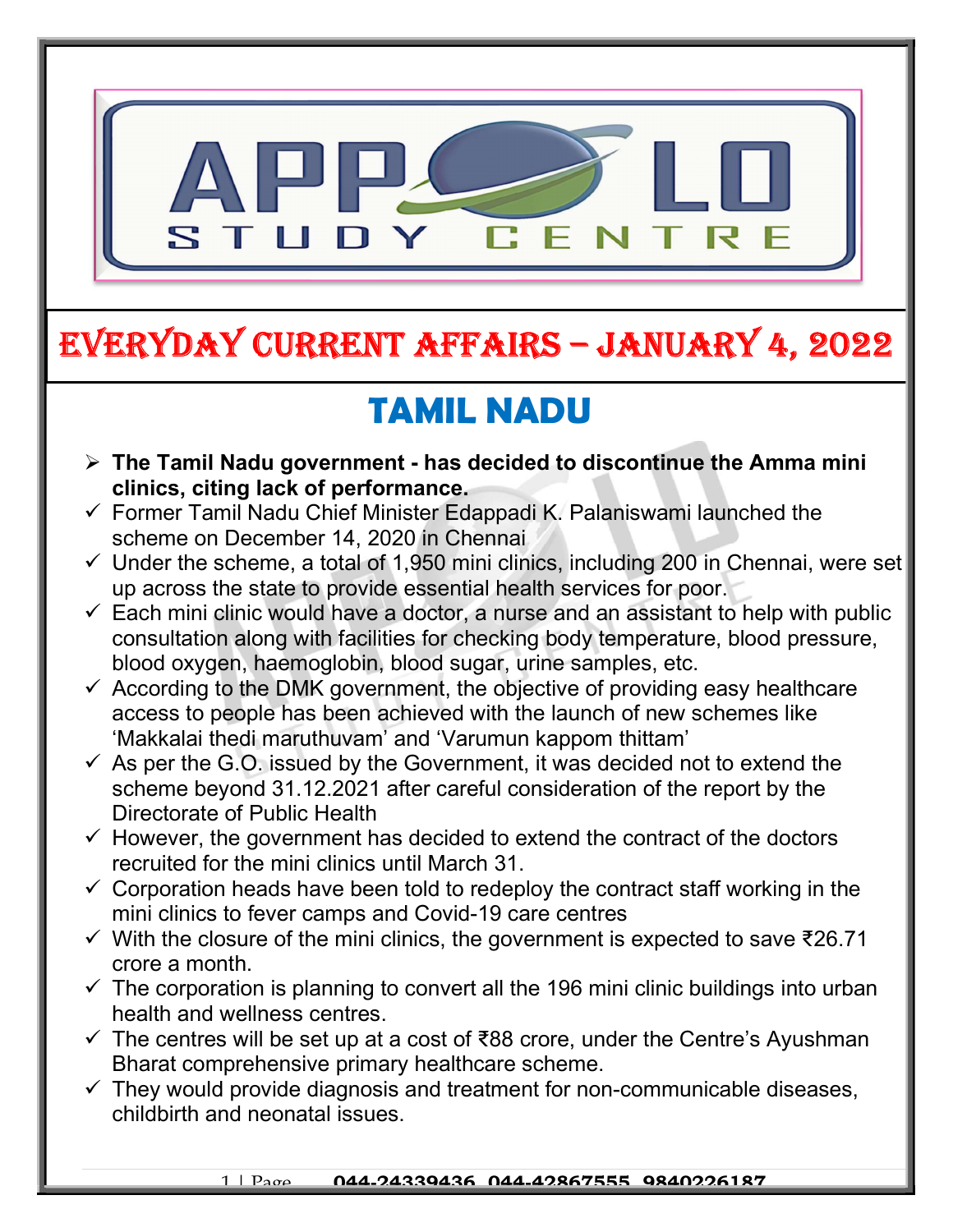# EVERYDAY CURRENT AFFAIRS – JANUARY 4, 2022

## TAMIL NADU

- **The Tamil Nadu government - has decided to discontinue the Amma mini clinics, citing lack of performance.**
  - ✓ Former Tamil Nadu Chief Minister Edappadi K. Palaniswami launched the scheme on December 14, 2020 in Chennai
  - ✓ Under the scheme, a total of 1,950 mini clinics, including 200 in Chennai, were set up across the state to provide essential health services for poor.
  - ✓ Each mini clinic would have a doctor, a nurse and an assistant to help with public consultation along with facilities for checking body temperature, blood pressure, blood oxygen, haemoglobin, blood sugar, urine samples, etc.
  - ✓ According to the DMK government, the objective of providing easy healthcare access to people has been achieved with the launch of new schemes like 'Makkalai thedi maruthuvam' and 'Varumun kappom thittam'
  - ✓ As per the G.O. issued by the Government, it was decided not to extend the scheme beyond 31.12.2021 after careful consideration of the report by the Directorate of Public Health
  - ✓ However, the government has decided to extend the contract of the doctors recruited for the mini clinics until March 31.
  - ✓ Corporation heads have been told to redeploy the contract staff working in the mini clinics to fever camps and Covid-19 care centres
  - ✓ With the closure of the mini clinics, the government is expected to save ₹26.71 crore a month.
  - ✓ The corporation is planning to convert all the 196 mini clinic buildings into urban health and wellness centres.
  - ✓ The centres will be set up at a cost of ₹88 crore, under the Centre's Ayushman Bharat comprehensive primary healthcare scheme.
  - ✓ They would provide diagnosis and treatment for non-communicable diseases, childbirth and neonatal issues.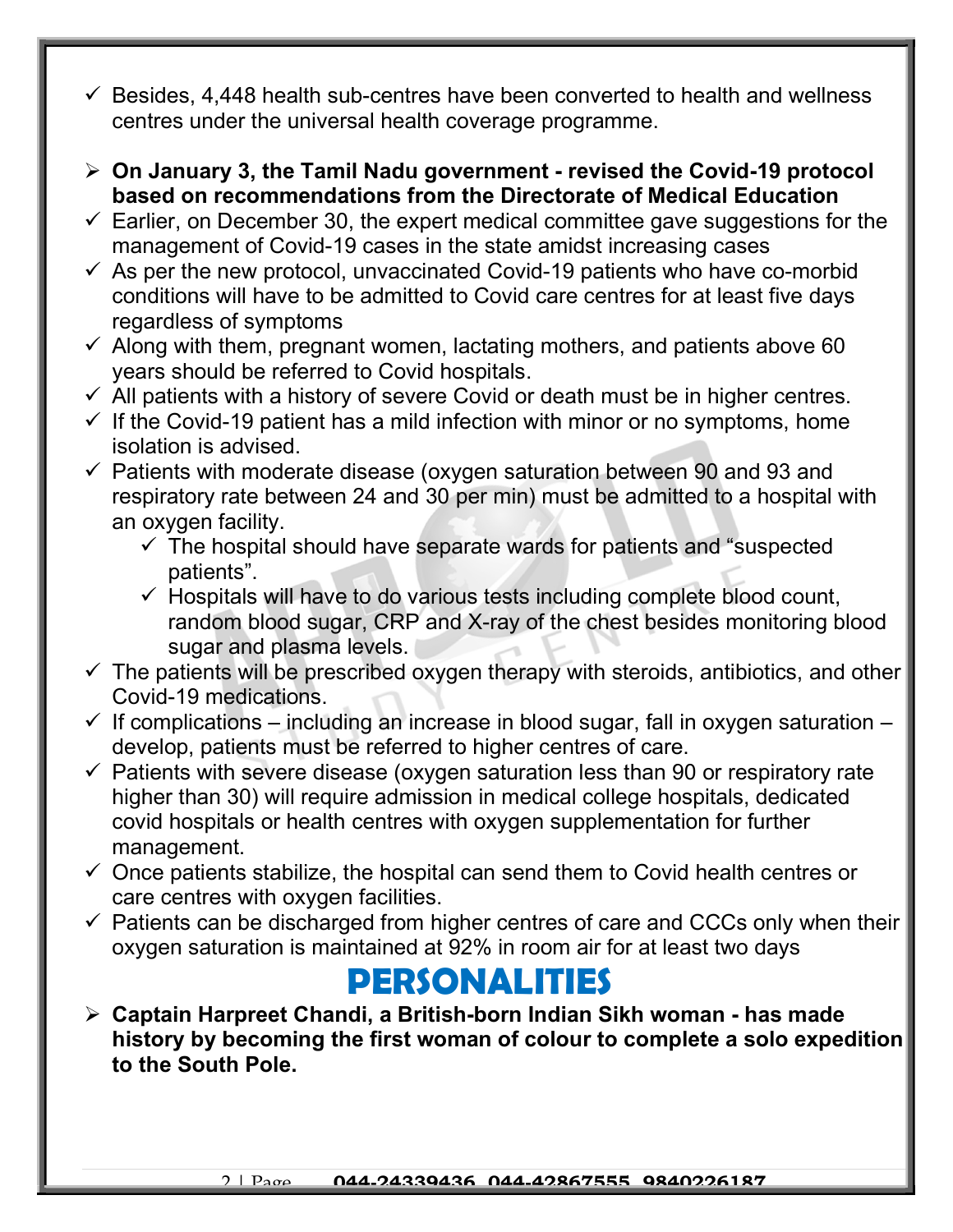- ✓ Besides, 4,448 health sub-centres have been converted to health and wellness centres under the universal health coverage programme.

- **On January 3, the Tamil Nadu government - revised the Covid-19 protocol based on recommendations from the Directorate of Medical Education**
  - ✓ Earlier, on December 30, the expert medical committee gave suggestions for the management of Covid-19 cases in the state amidst increasing cases
  - ✓ As per the new protocol, unvaccinated Covid-19 patients who have co-morbid conditions will have to be admitted to Covid care centres for at least five days regardless of symptoms
  - ✓ Along with them, pregnant women, lactating mothers, and patients above 60 years should be referred to Covid hospitals.
  - ✓ All patients with a history of severe Covid or death must be in higher centres.
  - ✓ If the Covid-19 patient has a mild infection with minor or no symptoms, home isolation is advised.
  - ✓ Patients with moderate disease (oxygen saturation between 90 and 93 and respiratory rate between 24 and 30 per min) must be admitted to a hospital with an oxygen facility.
    - ✓ The hospital should have separate wards for patients and "suspected patients".
    - ✓ Hospitals will have to do various tests including complete blood count, random blood sugar, CRP and X-ray of the chest besides monitoring blood sugar and plasma levels.
  - ✓ The patients will be prescribed oxygen therapy with steroids, antibiotics, and other Covid-19 medications.
  - ✓ If complications – including an increase in blood sugar, fall in oxygen saturation – develop, patients must be referred to higher centres of care.
  - ✓ Patients with severe disease (oxygen saturation less than 90 or respiratory rate higher than 30) will require admission in medical college hospitals, dedicated covid hospitals or health centres with oxygen supplementation for further management.
  - ✓ Once patients stabilize, the hospital can send them to Covid health centres or care centres with oxygen facilities.
  - ✓ Patients can be discharged from higher centres of care and CCCs only when their oxygen saturation is maintained at 92% in room air for at least two days

# PERSONALITIES

- **Captain Harpreet Chandi, a British-born Indian Sikh woman - has made history by becoming the first woman of colour to complete a solo expedition to the South Pole.**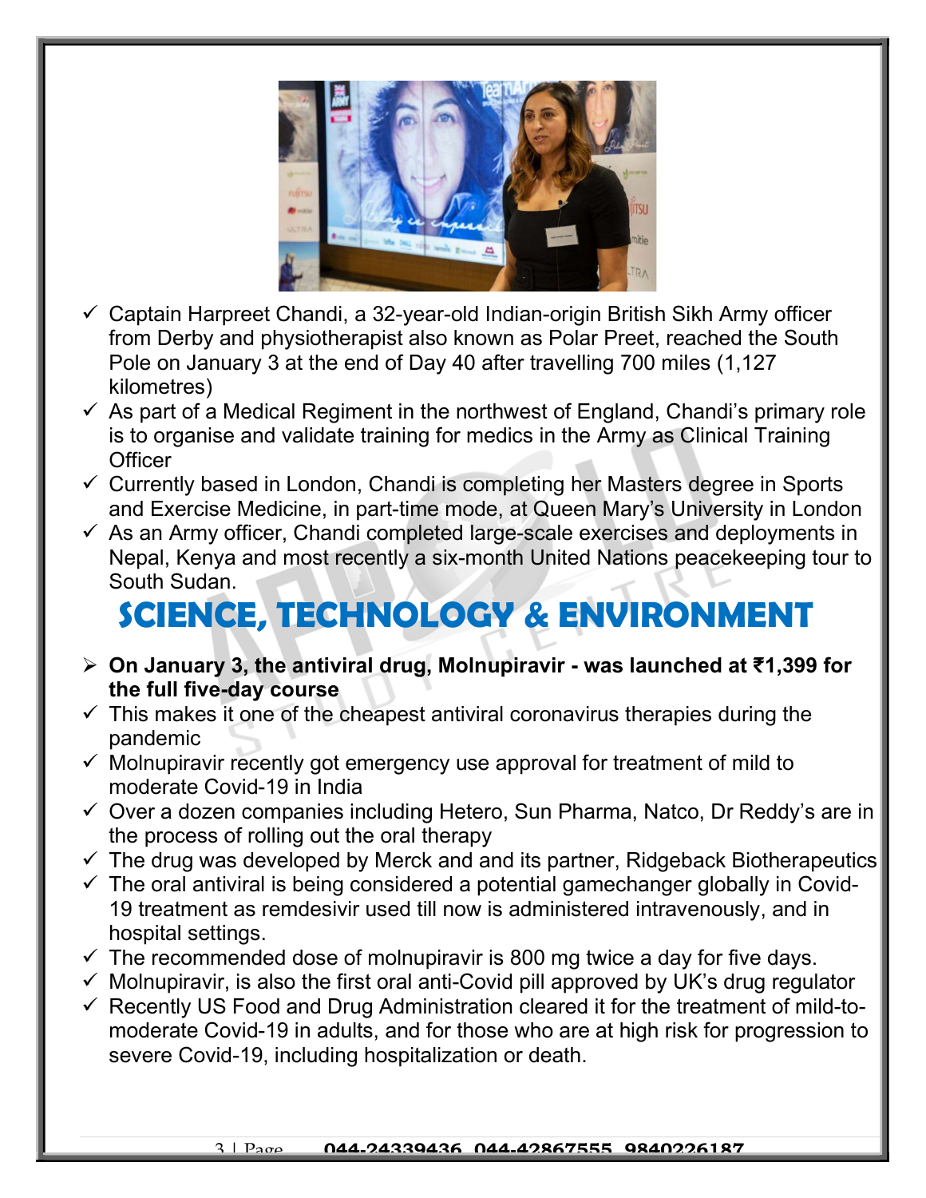- Captain Harpreet Chandi, a 32-year-old Indian-origin British Sikh Army officer from Derby and physiotherapist also known as Polar Preet, reached the South Pole on January 3 at the end of Day 40 after travelling 700 miles (1,127 kilometres)
- As part of a Medical Regiment in the northwest of England, Chandi's primary role is to organise and validate training for medics in the Army as Clinical Training Officer
- Currently based in London, Chandi is completing her Masters degree in Sports and Exercise Medicine, in part-time mode, at Queen Mary's University in London
- As an Army officer, Chandi completed large-scale exercises and deployments in Nepal, Kenya and most recently a six-month United Nations peacekeeping tour to South Sudan.

# SCIENCE, TECHNOLOGY & ENVIRONMENT

- **On January 3, the antiviral drug, Molnupiravir - was launched at ₹1,399 for the full five-day course**
- This makes it one of the cheapest antiviral coronavirus therapies during the pandemic
- Molnupiravir recently got emergency use approval for treatment of mild to moderate Covid-19 in India
- Over a dozen companies including Hetero, Sun Pharma, Natco, Dr Reddy's are in the process of rolling out the oral therapy
- The drug was developed by Merck and and its partner, Ridgeback Biotherapeutics
- The oral antiviral is being considered a potential gamechanger globally in Covid-19 treatment as remdesivir used till now is administered intravenously, and in hospital settings.
- The recommended dose of molnupiravir is 800 mg twice a day for five days.
- Molnupiravir, is also the first oral anti-Covid pill approved by UK's drug regulator
- Recently US Food and Drug Administration cleared it for the treatment of mild-to-moderate Covid-19 in adults, and for those who are at high risk for progression to severe Covid-19, including hospitalization or death.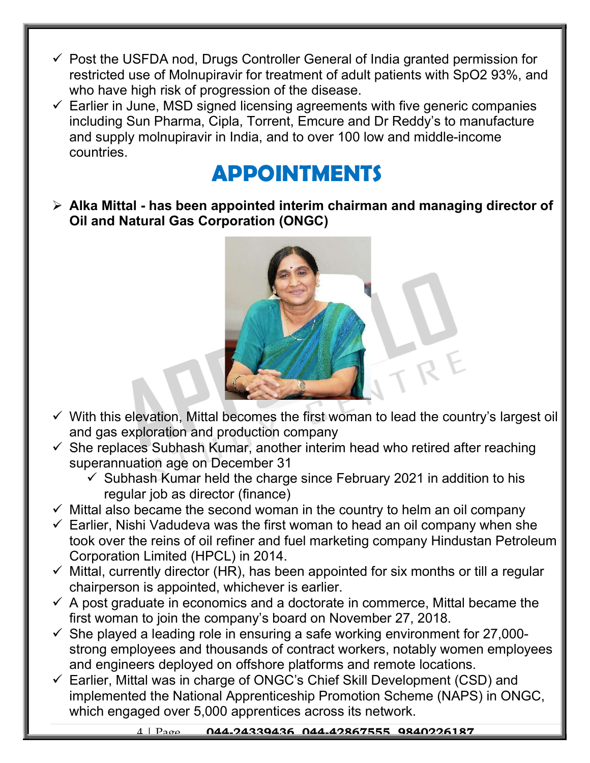- ✓ Post the USFDA nod, Drugs Controller General of India granted permission for restricted use of Molnupiravir for treatment of adult patients with SpO2 93%, and who have high risk of progression of the disease.
- ✓ Earlier in June, MSD signed licensing agreements with five generic companies including Sun Pharma, Cipla, Torrent, Emcure and Dr Reddy's to manufacture and supply molnupiravir in India, and to over 100 low and middle-income countries.

# APPOINTMENTS

- **Alka Mittal - has been appointed interim chairman and managing director of Oil and Natural Gas Corporation (ONGC)**

- ✓ With this elevation, Mittal becomes the first woman to lead the country's largest oil and gas exploration and production company
- ✓ She replaces Subhash Kumar, another interim head who retired after reaching superannuation age on December 31
  - ✓ Subhash Kumar held the charge since February 2021 in addition to his regular job as director (finance)
- ✓ Mittal also became the second woman in the country to helm an oil company
- ✓ Earlier, Nishi Vadudeva was the first woman to head an oil company when she took over the reins of oil refiner and fuel marketing company Hindustan Petroleum Corporation Limited (HPCL) in 2014.
- ✓ Mittal, currently director (HR), has been appointed for six months or till a regular chairperson is appointed, whichever is earlier.
- ✓ A post graduate in economics and a doctorate in commerce, Mittal became the first woman to join the company's board on November 27, 2018.
- ✓ She played a leading role in ensuring a safe working environment for 27,000-strong employees and thousands of contract workers, notably women employees and engineers deployed on offshore platforms and remote locations.
- ✓ Earlier, Mittal was in charge of ONGC's Chief Skill Development (CSD) and implemented the National Apprenticeship Promotion Scheme (NAPS) in ONGC, which engaged over 5,000 apprentices across its network.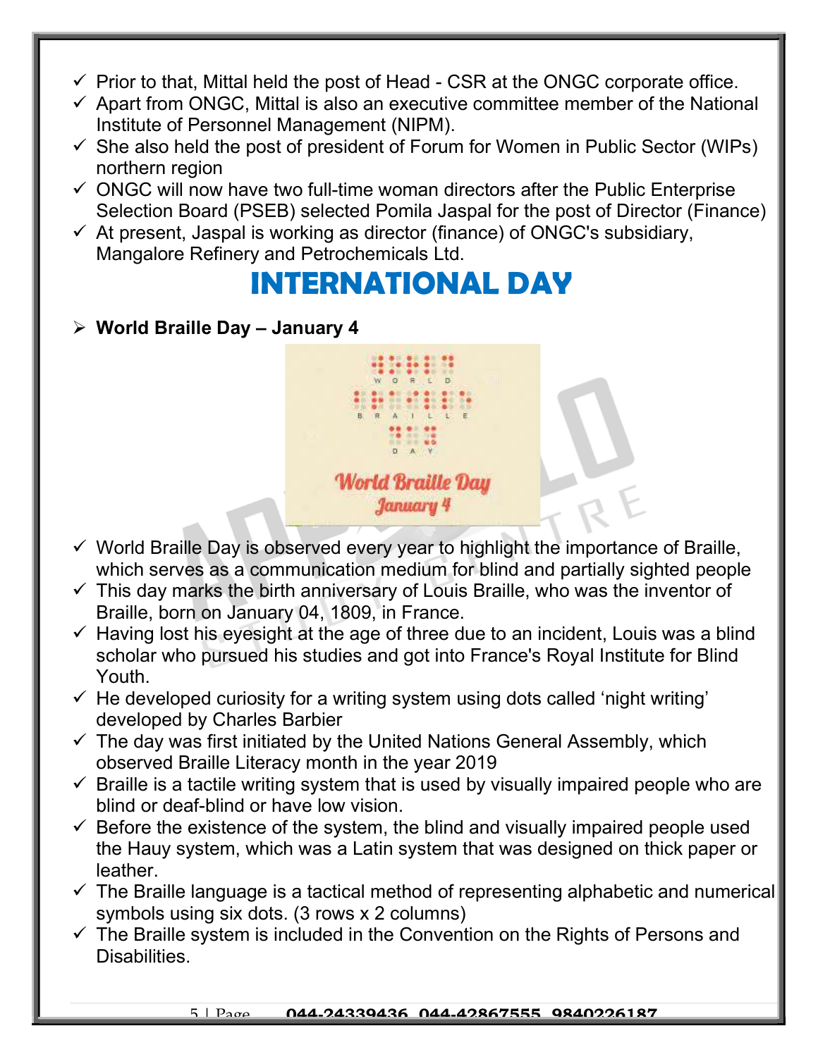- ✓ Prior to that, Mittal held the post of Head - CSR at the ONGC corporate office.
- ✓ Apart from ONGC, Mittal is also an executive committee member of the National Institute of Personnel Management (NIPM).
- ✓ She also held the post of president of Forum for Women in Public Sector (WIPs) northern region
- ✓ ONGC will now have two full-time woman directors after the Public Enterprise Selection Board (PSEB) selected Pomila Jaspal for the post of Director (Finance)
- ✓ At present, Jaspal is working as director (finance) of ONGC's subsidiary, Mangalore Refinery and Petrochemicals Ltd.

# INTERNATIONAL DAY

- **World Braille Day – January 4**

World Braille Day
January 4

- ✓ World Braille Day is observed every year to highlight the importance of Braille, which serves as a communication medium for blind and partially sighted people
- ✓ This day marks the birth anniversary of Louis Braille, who was the inventor of Braille, born on January 04, 1809, in France.
- ✓ Having lost his eyesight at the age of three due to an incident, Louis was a blind scholar who pursued his studies and got into France's Royal Institute for Blind Youth.
- ✓ He developed curiosity for a writing system using dots called 'night writing' developed by Charles Barbier
- ✓ The day was first initiated by the United Nations General Assembly, which observed Braille Literacy month in the year 2019
- ✓ Braille is a tactile writing system that is used by visually impaired people who are blind or deaf-blind or have low vision.
- ✓ Before the existence of the system, the blind and visually impaired people used the Hauy system, which was a Latin system that was designed on thick paper or leather.
- ✓ The Braille language is a tactical method of representing alphabetic and numerical symbols using six dots. (3 rows x 2 columns)
- ✓ The Braille system is included in the Convention on the Rights of Persons and Disabilities.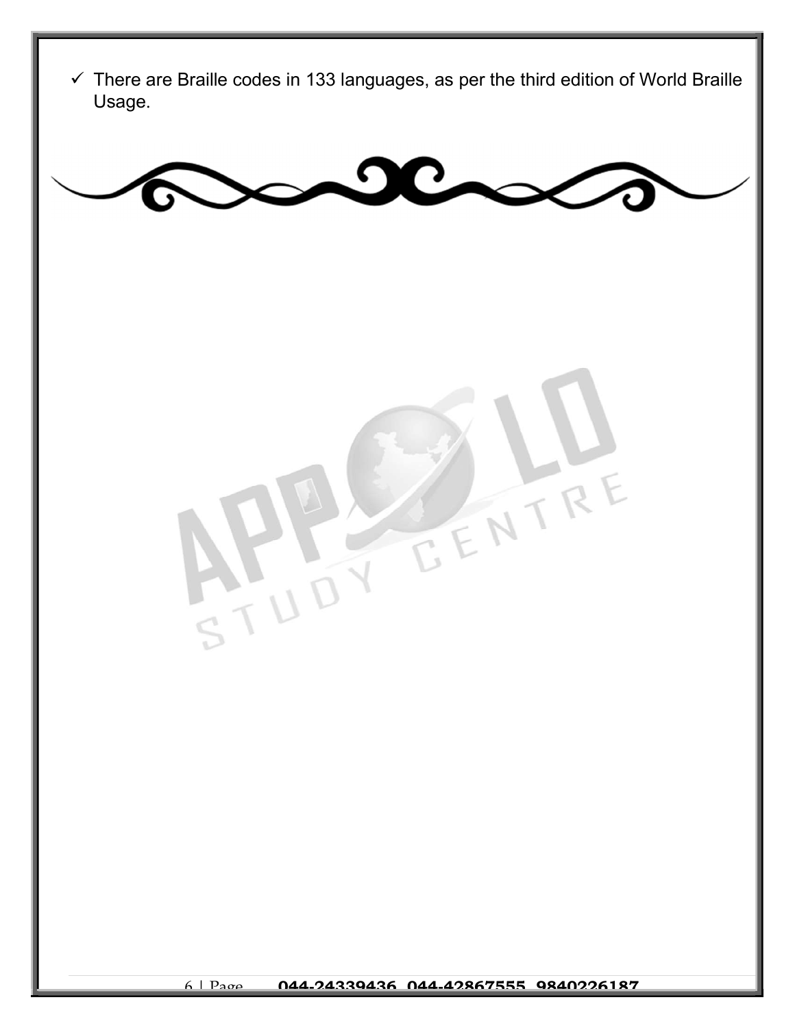- There are Braille codes in 133 languages, as per the third edition of World Braille Usage.